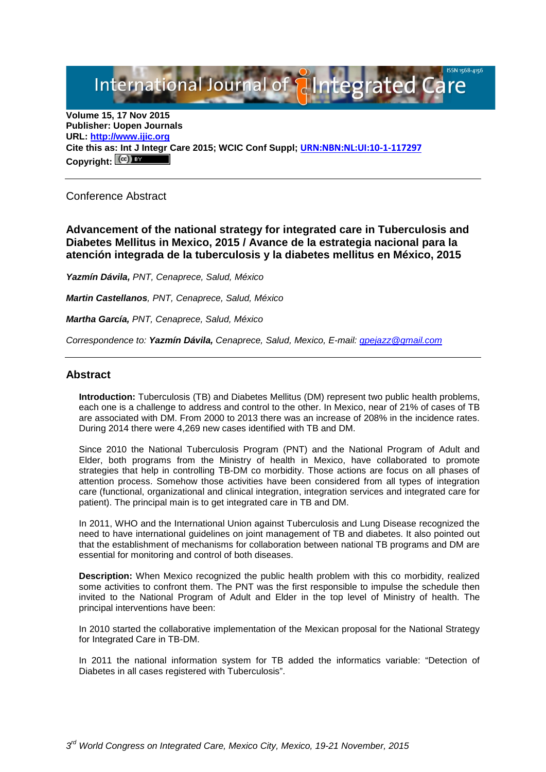**Volume 15, 17 Nov 2015**
**Publisher: Uopen Journals**
**URL: http://www.ijic.org**
**Cite this as: Int J Integr Care 2015; WCIC Conf Suppl; URN:NBN:NL:UI:10-1-117297**
**Copyright:**

Conference Abstract

## Advancement of the national strategy for integrated care in Tuberculosis and Diabetes Mellitus in Mexico, 2015 / Avance de la estrategia nacional para la atención integrada de la tuberculosis y la diabetes mellitus en México, 2015

***Yazmín Dávila,*** *PNT, Cenaprece, Salud, México*

***Martin Castellanos****, PNT, Cenaprece, Salud, México*

***Martha García,*** *PNT, Cenaprece, Salud, México*

*Correspondence to:* ***Yazmín Dávila,*** *Cenaprece, Salud, Mexico, E-mail: gpejazz@gmail.com*

## Abstract

**Introduction:** Tuberculosis (TB) and Diabetes Mellitus (DM) represent two public health problems, each one is a challenge to address and control to the other. In Mexico, near of 21% of cases of TB are associated with DM. From 2000 to 2013 there was an increase of 208% in the incidence rates. During 2014 there were 4,269 new cases identified with TB and DM.

Since 2010 the National Tuberculosis Program (PNT) and the National Program of Adult and Elder, both programs from the Ministry of health in Mexico, have collaborated to promote strategies that help in controlling TB-DM co morbidity. Those actions are focus on all phases of attention process. Somehow those activities have been considered from all types of integration care (functional, organizational and clinical integration, integration services and integrated care for patient). The principal main is to get integrated care in TB and DM.

In 2011, WHO and the International Union against Tuberculosis and Lung Disease recognized the need to have international guidelines on joint management of TB and diabetes. It also pointed out that the establishment of mechanisms for collaboration between national TB programs and DM are essential for monitoring and control of both diseases.

**Description:** When Mexico recognized the public health problem with this co morbidity, realized some activities to confront them. The PNT was the first responsible to impulse the schedule then invited to the National Program of Adult and Elder in the top level of Ministry of health. The principal interventions have been:

In 2010 started the collaborative implementation of the Mexican proposal for the National Strategy for Integrated Care in TB-DM.

In 2011 the national information system for TB added the informatics variable: "Detection of Diabetes in all cases registered with Tuberculosis".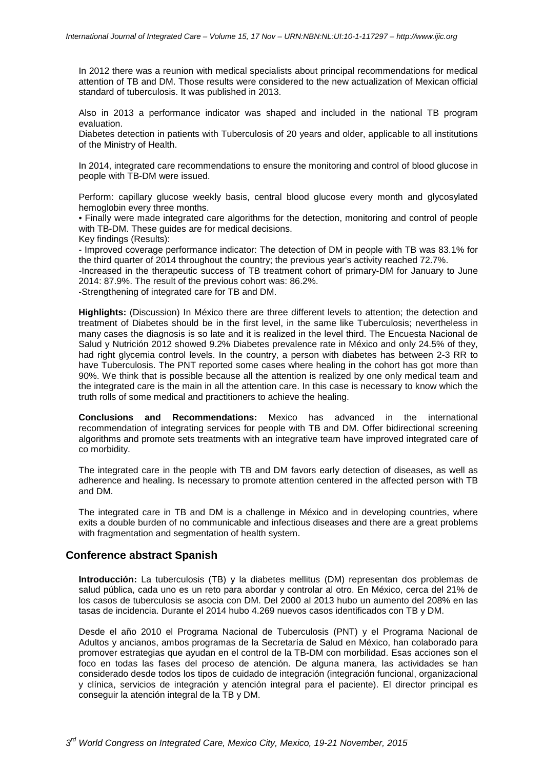In 2012 there was a reunion with medical specialists about principal recommendations for medical attention of TB and DM. Those results were considered to the new actualization of Mexican official standard of tuberculosis. It was published in 2013.

Also in 2013 a performance indicator was shaped and included in the national TB program evaluation.
Diabetes detection in patients with Tuberculosis of 20 years and older, applicable to all institutions of the Ministry of Health.

In 2014, integrated care recommendations to ensure the monitoring and control of blood glucose in people with TB-DM were issued.

Perform: capillary glucose weekly basis, central blood glucose every month and glycosylated hemoglobin every three months.
• Finally were made integrated care algorithms for the detection, monitoring and control of people with TB-DM. These guides are for medical decisions.
Key findings (Results):
- Improved coverage performance indicator: The detection of DM in people with TB was 83.1% for the third quarter of 2014 throughout the country; the previous year's activity reached 72.7%.
-Increased in the therapeutic success of TB treatment cohort of primary-DM for January to June 2014: 87.9%. The result of the previous cohort was: 86.2%.
-Strengthening of integrated care for TB and DM.

**Highlights:** (Discussion) In México there are three different levels to attention; the detection and treatment of Diabetes should be in the first level, in the same like Tuberculosis; nevertheless in many cases the diagnosis is so late and it is realized in the level third. The Encuesta Nacional de Salud y Nutrición 2012 showed 9.2% Diabetes prevalence rate in México and only 24.5% of they, had right glycemia control levels. In the country, a person with diabetes has between 2-3 RR to have Tuberculosis. The PNT reported some cases where healing in the cohort has got more than 90%. We think that is possible because all the attention is realized by one only medical team and the integrated care is the main in all the attention care. In this case is necessary to know which the truth rolls of some medical and practitioners to achieve the healing.

**Conclusions and Recommendations:** Mexico has advanced in the international recommendation of integrating services for people with TB and DM. Offer bidirectional screening algorithms and promote sets treatments with an integrative team have improved integrated care of co morbidity.

The integrated care in the people with TB and DM favors early detection of diseases, as well as adherence and healing. Is necessary to promote attention centered in the affected person with TB and DM.

The integrated care in TB and DM is a challenge in México and in developing countries, where exits a double burden of no communicable and infectious diseases and there are a great problems with fragmentation and segmentation of health system.

## Conference abstract Spanish

**Introducción:** La tuberculosis (TB) y la diabetes mellitus (DM) representan dos problemas de salud pública, cada uno es un reto para abordar y controlar al otro. En México, cerca del 21% de los casos de tuberculosis se asocia con DM. Del 2000 al 2013 hubo un aumento del 208% en las tasas de incidencia. Durante el 2014 hubo 4.269 nuevos casos identificados con TB y DM.

Desde el año 2010 el Programa Nacional de Tuberculosis (PNT) y el Programa Nacional de Adultos y ancianos, ambos programas de la Secretaría de Salud en México, han colaborado para promover estrategias que ayudan en el control de la TB-DM con morbilidad. Esas acciones son el foco en todas las fases del proceso de atención. De alguna manera, las actividades se han considerado desde todos los tipos de cuidado de integración (integración funcional, organizacional y clínica, servicios de integración y atención integral para el paciente). El director principal es conseguir la atención integral de la TB y DM.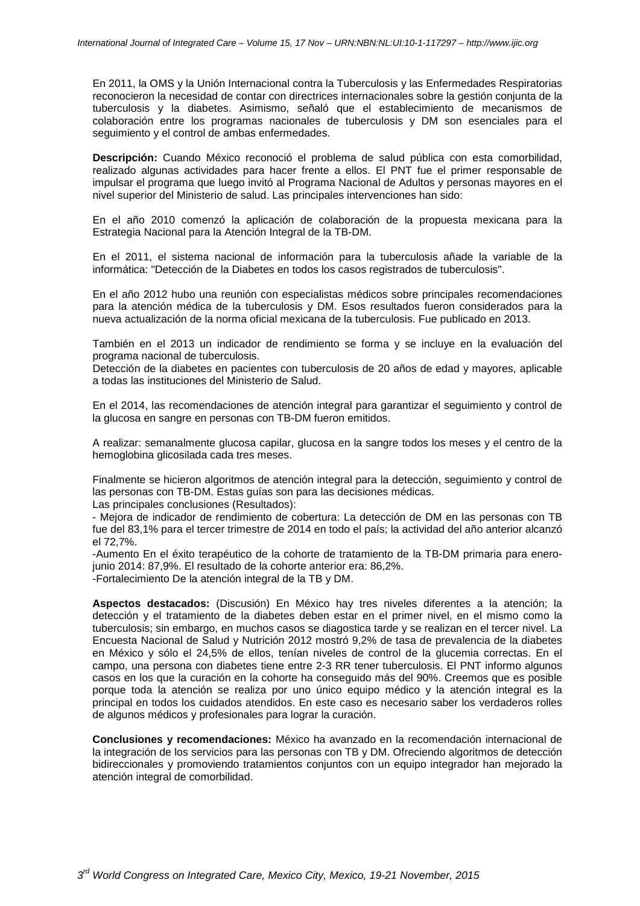En 2011, la OMS y la Unión Internacional contra la Tuberculosis y las Enfermedades Respiratorias reconocieron la necesidad de contar con directrices internacionales sobre la gestión conjunta de la tuberculosis y la diabetes. Asimismo, señaló que el establecimiento de mecanismos de colaboración entre los programas nacionales de tuberculosis y DM son esenciales para el seguimiento y el control de ambas enfermedades.

**Descripción:** Cuando México reconoció el problema de salud pública con esta comorbilidad, realizado algunas actividades para hacer frente a ellos. El PNT fue el primer responsable de impulsar el programa que luego invitó al Programa Nacional de Adultos y personas mayores en el nivel superior del Ministerio de salud. Las principales intervenciones han sido:

En el año 2010 comenzó la aplicación de colaboración de la propuesta mexicana para la Estrategia Nacional para la Atención Integral de la TB-DM.

En el 2011, el sistema nacional de información para la tuberculosis añade la variable de la informática: "Detección de la Diabetes en todos los casos registrados de tuberculosis".

En el año 2012 hubo una reunión con especialistas médicos sobre principales recomendaciones para la atención médica de la tuberculosis y DM. Esos resultados fueron considerados para la nueva actualización de la norma oficial mexicana de la tuberculosis. Fue publicado en 2013.

También en el 2013 un indicador de rendimiento se forma y se incluye en la evaluación del programa nacional de tuberculosis.
Detección de la diabetes en pacientes con tuberculosis de 20 años de edad y mayores, aplicable a todas las instituciones del Ministerio de Salud.

En el 2014, las recomendaciones de atención integral para garantizar el seguimiento y control de la glucosa en sangre en personas con TB-DM fueron emitidos.

A realizar: semanalmente glucosa capilar, glucosa en la sangre todos los meses y el centro de la hemoglobina glicosilada cada tres meses.

Finalmente se hicieron algoritmos de atención integral para la detección, seguimiento y control de las personas con TB-DM. Estas guías son para las decisiones médicas.
Las principales conclusiones (Resultados):
- Mejora de indicador de rendimiento de cobertura: La detección de DM en las personas con TB fue del 83,1% para el tercer trimestre de 2014 en todo el país; la actividad del año anterior alcanzó el 72,7%.
-Aumento En el éxito terapéutico de la cohorte de tratamiento de la TB-DM primaria para enero-junio 2014: 87,9%. El resultado de la cohorte anterior era: 86,2%.
-Fortalecimiento De la atención integral de la TB y DM.

**Aspectos destacados:** (Discusión) En México hay tres niveles diferentes a la atención; la detección y el tratamiento de la diabetes deben estar en el primer nivel, en el mismo como la tuberculosis; sin embargo, en muchos casos se diagostica tarde y se realizan en el tercer nivel. La Encuesta Nacional de Salud y Nutrición 2012 mostró 9,2% de tasa de prevalencia de la diabetes en México y sólo el 24,5% de ellos, tenían niveles de control de la glucemia correctas. En el campo, una persona con diabetes tiene entre 2-3 RR tener tuberculosis. El PNT informo algunos casos en los que la curación en la cohorte ha conseguido más del 90%. Creemos que es posible porque toda la atención se realiza por uno único equipo médico y la atención integral es la principal en todos los cuidados atendidos. En este caso es necesario saber los verdaderos rolles de algunos médicos y profesionales para lograr la curación.

**Conclusiones y recomendaciones:** México ha avanzado en la recomendación internacional de la integración de los servicios para las personas con TB y DM. Ofreciendo algoritmos de detección bidireccionales y promoviendo tratamientos conjuntos con un equipo integrador han mejorado la atención integral de comorbilidad.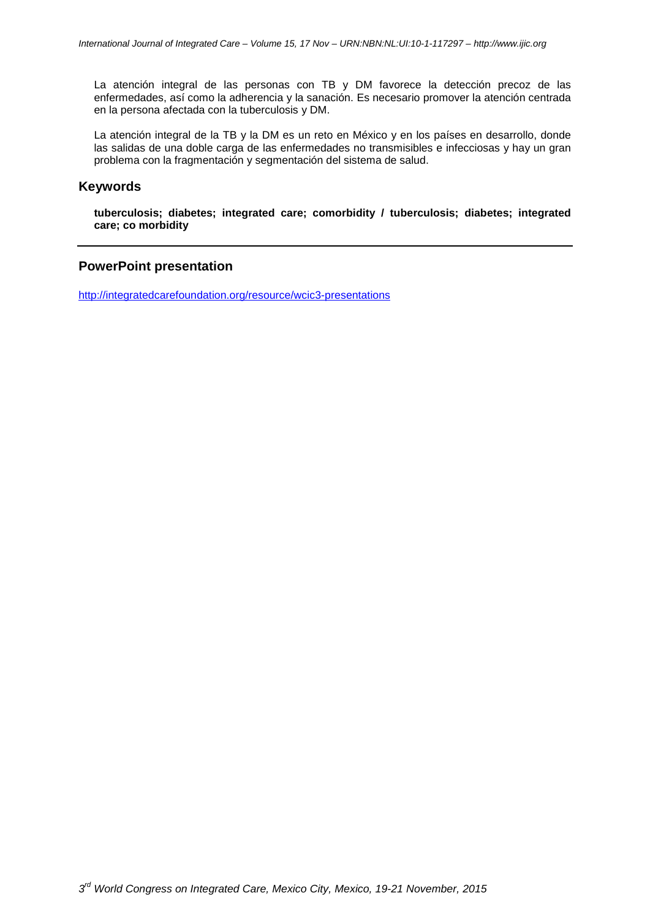La atención integral de las personas con TB y DM favorece la detección precoz de las enfermedades, así como la adherencia y la sanación. Es necesario promover la atención centrada en la persona afectada con la tuberculosis y DM.

La atención integral de la TB y la DM es un reto en México y en los países en desarrollo, donde las salidas de una doble carga de las enfermedades no transmisibles e infecciosas y hay un gran problema con la fragmentación y segmentación del sistema de salud.

## Keywords

**tuberculosis; diabetes; integrated care; comorbidity / tuberculosis; diabetes; integrated care; co morbidity**

## PowerPoint presentation

http://integratedcarefoundation.org/resource/wcic3-presentations